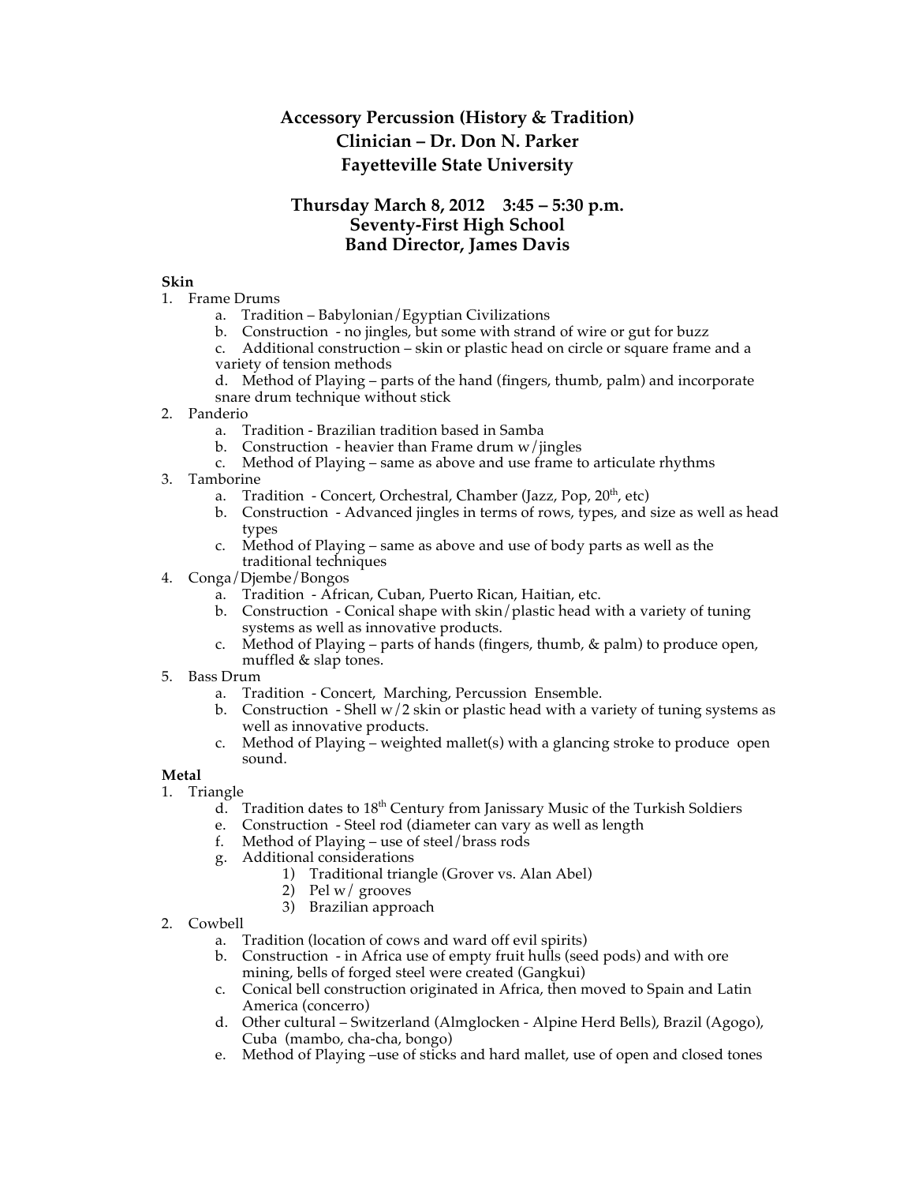# Accessory Percussion (History & Tradition)
## Clinician – Dr. Don N. Parker
## Fayetteville State University

## Thursday March 8, 2012 3:45 – 5:30 p.m.
## Seventy-First High School
## Band Director, James Davis

**Skin**

1. Frame Drums
   a. Tradition – Babylonian/Egyptian Civilizations
   b. Construction - no jingles, but some with strand of wire or gut for buzz
   c. Additional construction – skin or plastic head on circle or square frame and a variety of tension methods
   d. Method of Playing – parts of the hand (fingers, thumb, palm) and incorporate snare drum technique without stick
2. Panderio
   a. Tradition - Brazilian tradition based in Samba
   b. Construction - heavier than Frame drum w/jingles
   c. Method of Playing – same as above and use frame to articulate rhythms
3. Tamborine
   a. Tradition - Concert, Orchestral, Chamber (Jazz, Pop, 20th, etc)
   b. Construction - Advanced jingles in terms of rows, types, and size as well as head types
   c. Method of Playing – same as above and use of body parts as well as the traditional techniques
4. Conga/Djembe/Bongos
   a. Tradition - African, Cuban, Puerto Rican, Haitian, etc.
   b. Construction - Conical shape with skin/plastic head with a variety of tuning systems as well as innovative products.
   c. Method of Playing – parts of hands (fingers, thumb, & palm) to produce open, muffled & slap tones.
5. Bass Drum
   a. Tradition - Concert, Marching, Percussion Ensemble.
   b. Construction - Shell w/2 skin or plastic head with a variety of tuning systems as well as innovative products.
   c. Method of Playing – weighted mallet(s) with a glancing stroke to produce open sound.

**Metal**

1. Triangle
   d. Tradition dates to 18th Century from Janissary Music of the Turkish Soldiers
   e. Construction - Steel rod (diameter can vary as well as length
   f. Method of Playing – use of steel/brass rods
   g. Additional considerations
      1) Traditional triangle (Grover vs. Alan Abel)
      2) Pel w/ grooves
      3) Brazilian approach
2. Cowbell
   a. Tradition (location of cows and ward off evil spirits)
   b. Construction - in Africa use of empty fruit hulls (seed pods) and with ore mining, bells of forged steel were created (Gangkui)
   c. Conical bell construction originated in Africa, then moved to Spain and Latin America (concerro)
   d. Other cultural – Switzerland (Almglocken - Alpine Herd Bells), Brazil (Agogo), Cuba (mambo, cha-cha, bongo)
   e. Method of Playing –use of sticks and hard mallet, use of open and closed tones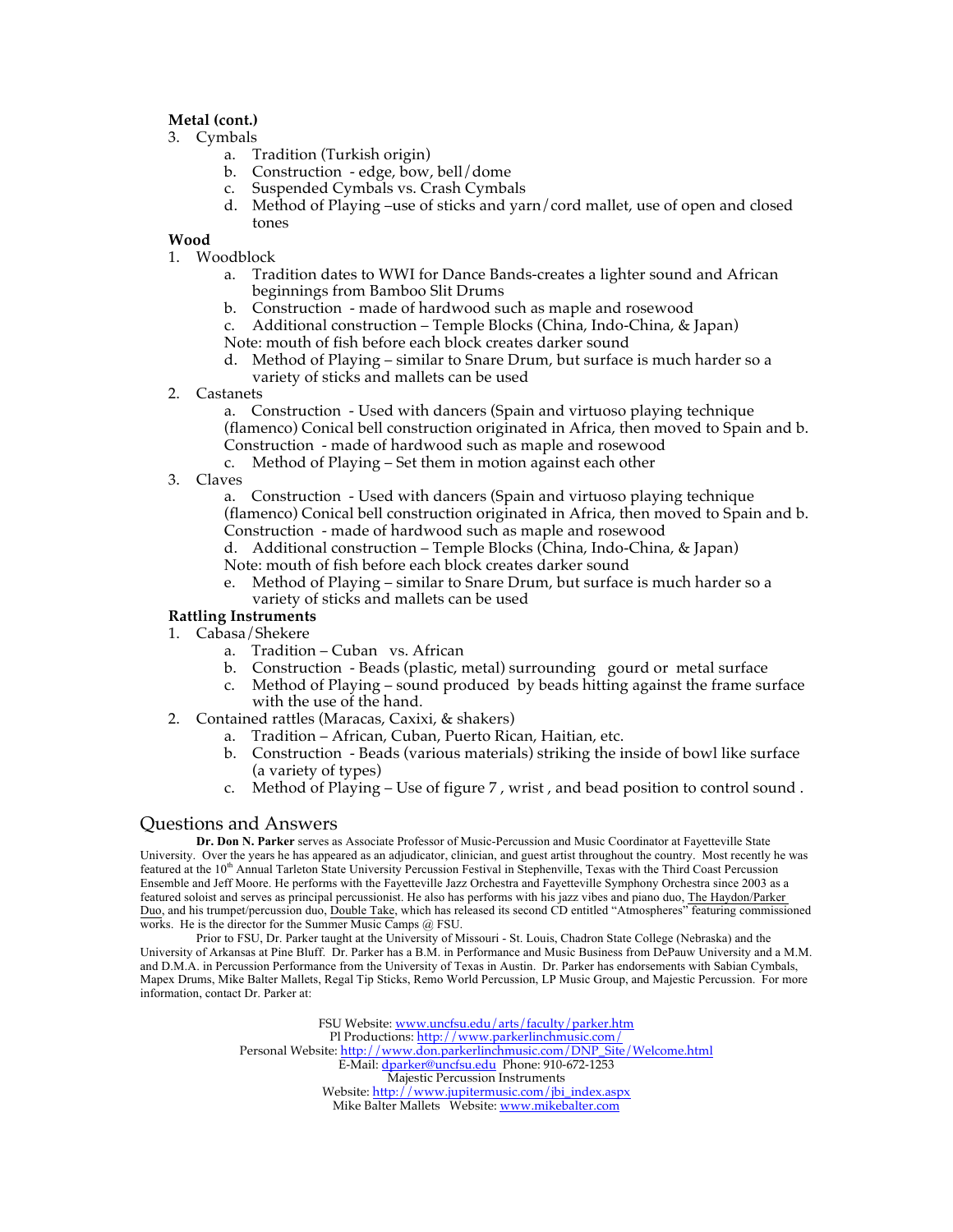**Metal (cont.)**

3. Cymbals
    a. Tradition (Turkish origin)
    b. Construction - edge, bow, bell/dome
    c. Suspended Cymbals vs. Crash Cymbals
    d. Method of Playing –use of sticks and yarn/cord mallet, use of open and closed tones

**Wood**

1. Woodblock
    a. Tradition dates to WWI for Dance Bands-creates a lighter sound and African beginnings from Bamboo Slit Drums
    b. Construction - made of hardwood such as maple and rosewood
    c. Additional construction – Temple Blocks (China, Indo-China, & Japan)
    Note: mouth of fish before each block creates darker sound
    d. Method of Playing – similar to Snare Drum, but surface is much harder so a variety of sticks and mallets can be used
2. Castanets
    a. Construction - Used with dancers (Spain and virtuoso playing technique (flamenco) Conical bell construction originated in Africa, then moved to Spain and b. Construction - made of hardwood such as maple and rosewood
    c. Method of Playing – Set them in motion against each other
3. Claves
    a. Construction - Used with dancers (Spain and virtuoso playing technique (flamenco) Conical bell construction originated in Africa, then moved to Spain and b. Construction - made of hardwood such as maple and rosewood
    d. Additional construction – Temple Blocks (China, Indo-China, & Japan)
    Note: mouth of fish before each block creates darker sound
    e. Method of Playing – similar to Snare Drum, but surface is much harder so a variety of sticks and mallets can be used

**Rattling Instruments**

1. Cabasa/Shekere
    a. Tradition – Cuban vs. African
    b. Construction - Beads (plastic, metal) surrounding gourd or metal surface
    c. Method of Playing – sound produced by beads hitting against the frame surface with the use of the hand.
2. Contained rattles (Maracas, Caxixi, & shakers)
    a. Tradition – African, Cuban, Puerto Rican, Haitian, etc.
    b. Construction - Beads (various materials) striking the inside of bowl like surface (a variety of types)
    c. Method of Playing – Use of figure 7 , wrist , and bead position to control sound .

## Questions and Answers

**Dr. Don N. Parker** serves as Associate Professor of Music-Percussion and Music Coordinator at Fayetteville State University. Over the years he has appeared as an adjudicator, clinician, and guest artist throughout the country. Most recently he was featured at the 10th Annual Tarleton State University Percussion Festival in Stephenville, Texas with the Third Coast Percussion Ensemble and Jeff Moore. He performs with the Fayetteville Jazz Orchestra and Fayetteville Symphony Orchestra since 2003 as a featured soloist and serves as principal percussionist. He also has performs with his jazz vibes and piano duo, The Haydon/Parker Duo, and his trumpet/percussion duo, Double Take, which has released its second CD entitled "Atmospheres" featuring commissioned works. He is the director for the Summer Music Camps @ FSU.

Prior to FSU, Dr. Parker taught at the University of Missouri - St. Louis, Chadron State College (Nebraska) and the University of Arkansas at Pine Bluff. Dr. Parker has a B.M. in Performance and Music Business from DePauw University and a M.M. and D.M.A. in Percussion Performance from the University of Texas in Austin. Dr. Parker has endorsements with Sabian Cymbals, Mapex Drums, Mike Balter Mallets, Regal Tip Sticks, Remo World Percussion, LP Music Group, and Majestic Percussion. For more information, contact Dr. Parker at:

FSU Website: www.uncfsu.edu/arts/faculty/parker.htm
Pl Productions: http://www.parkerlinchmusic.com/
Personal Website: http://www.don.parkerlinchmusic.com/DNP_Site/Welcome.html
E-Mail: dparker@uncfsu.edu Phone: 910-672-1253
Majestic Percussion Instruments
Website: http://www.jupitermusic.com/jbi_index.aspx
Mike Balter Mallets Website: www.mikebalter.com